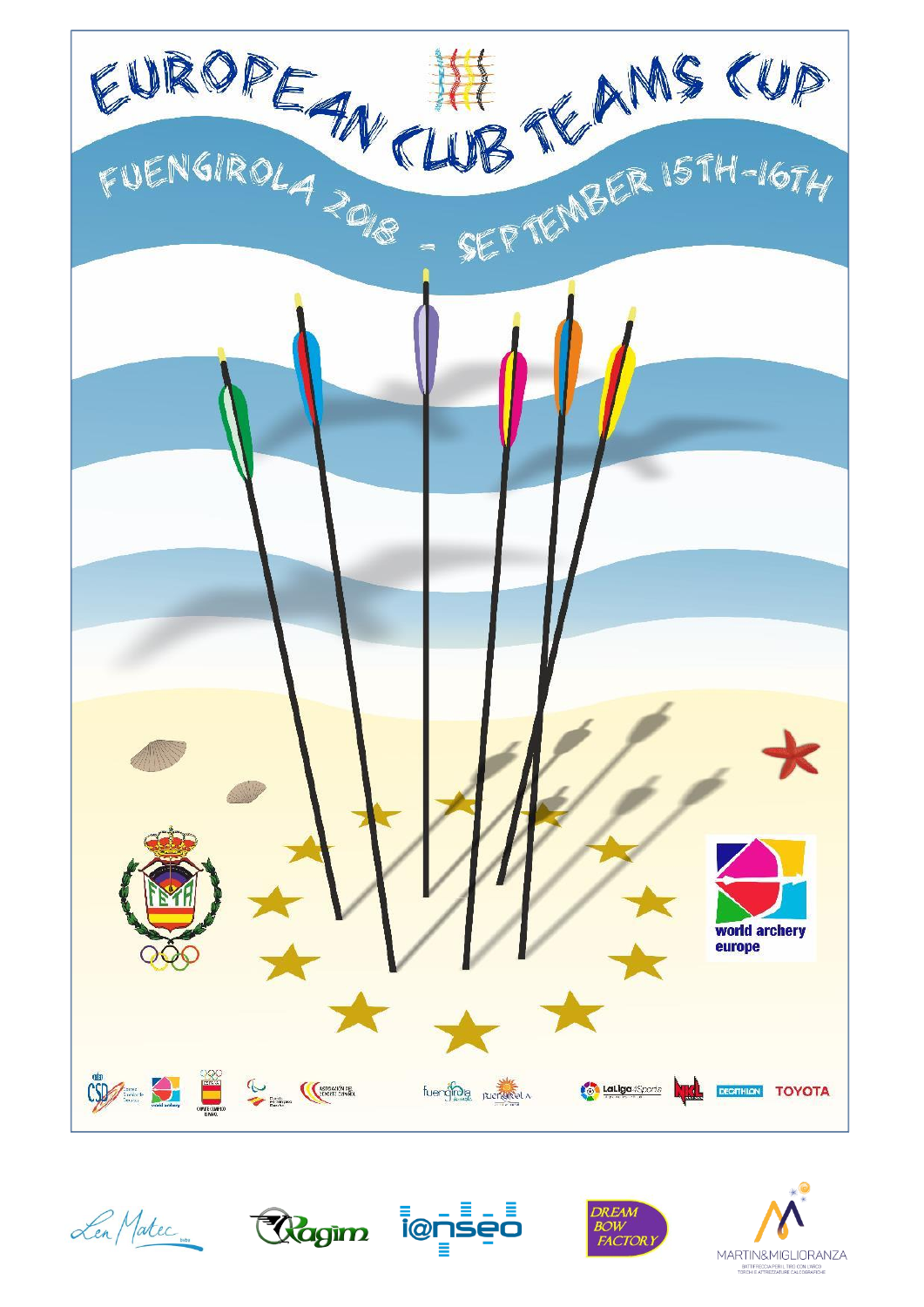# EUROPEAN CLUB TEAMS CUP

FUENGIROLA 2018 - SEPTEMBER 15TH-16TH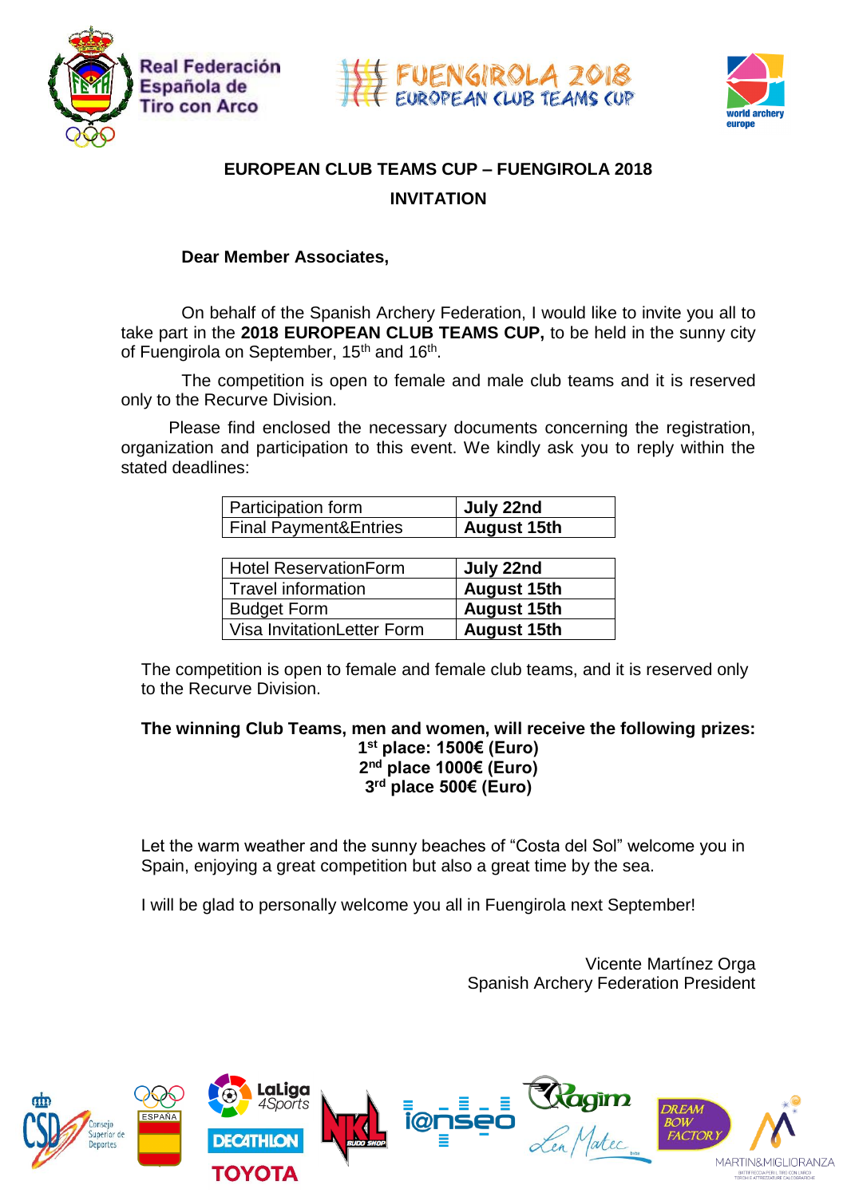## EUROPEAN CLUB TEAMS CUP – FUENGIROLA 2018

## INVITATION

**Dear Member Associates,**

On behalf of the Spanish Archery Federation, I would like to invite you all to take part in the **2018 EUROPEAN CLUB TEAMS CUP,** to be held in the sunny city of Fuengirola on September, 15th and 16th.

The competition is open to female and male club teams and it is reserved only to the Recurve Division.

Please find enclosed the necessary documents concerning the registration, organization and participation to this event. We kindly ask you to reply within the stated deadlines:

| | |
|---|---|
| Participation form | **July 22nd** |
| Final Payment&Entries | **August 15th** |

| | |
|---|---|
| Hotel ReservationForm | **July 22nd** |
| Travel information | **August 15th** |
| Budget Form | **August 15th** |
| Visa InvitationLetter Form | **August 15th** |

The competition is open to female and female club teams, and it is reserved only to the Recurve Division.

**The winning Club Teams, men and women, will receive the following prizes:**

**1st place: 1500€ (Euro)**
**2nd place 1000€ (Euro)**
**3rd place 500€ (Euro)**

Let the warm weather and the sunny beaches of "Costa del Sol" welcome you in Spain, enjoying a great competition but also a great time by the sea.

I will be glad to personally welcome you all in Fuengirola next September!

Vicente Martínez Orga
Spanish Archery Federation President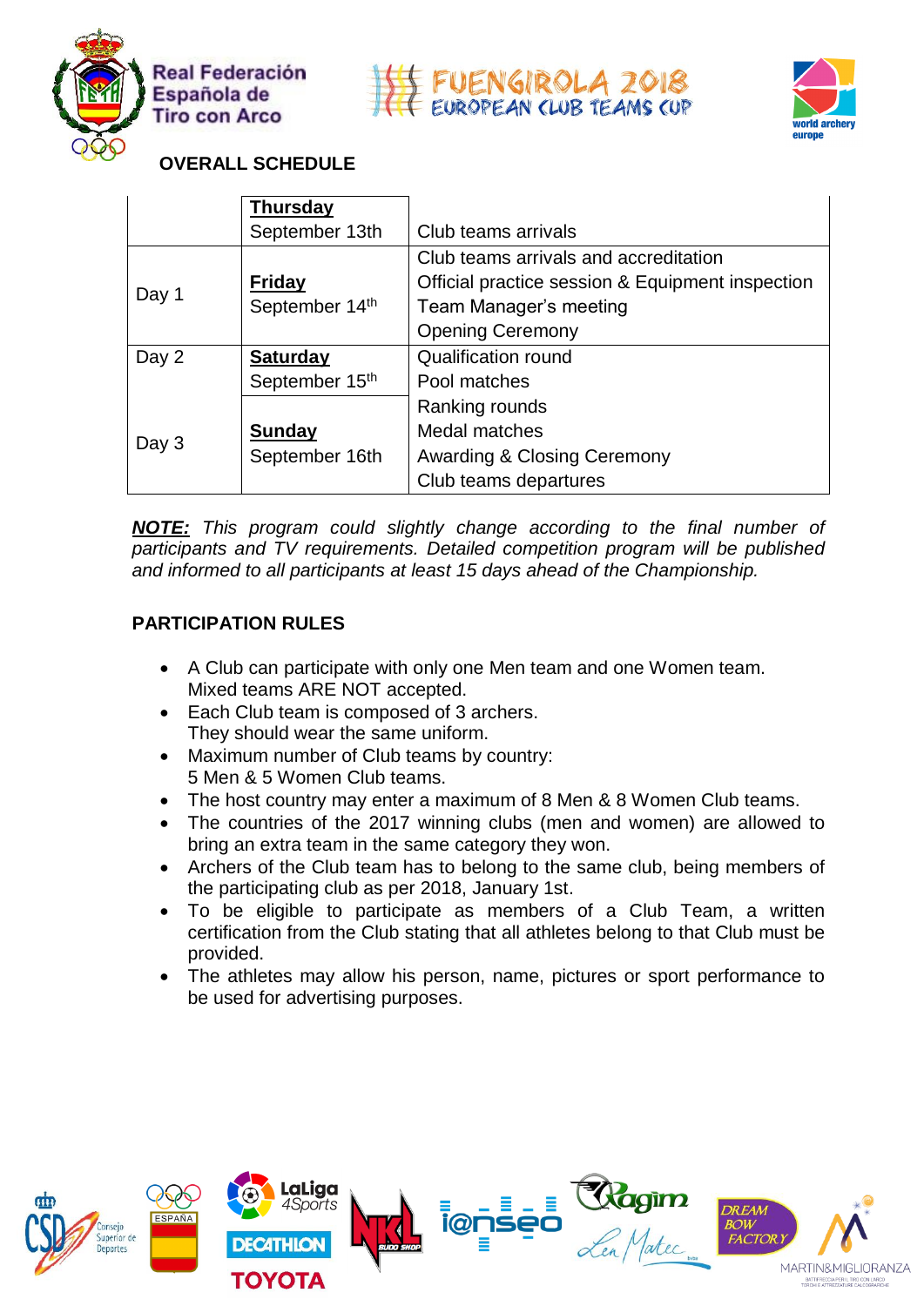**OVERALL SCHEDULE**

| | | |
|---|---|---|
| | **Thursday** September 13th | Club teams arrivals |
| Day 1 | **Friday** September 14th | Club teams arrivals and accreditation<br>Official practice session & Equipment inspection<br>Team Manager's meeting<br>Opening Ceremony |
| Day 2 | **Saturday** September 15th | Qualification round<br>Pool matches |
| Day 3 | **Sunday** September 16th | Ranking rounds<br>Medal matches<br>Awarding & Closing Ceremony<br>Club teams departures |

***NOTE:*** *This program could slightly change according to the final number of participants and TV requirements. Detailed competition program will be published and informed to all participants at least 15 days ahead of the Championship.*

**PARTICIPATION RULES**

- A Club can participate with only one Men team and one Women team. Mixed teams ARE NOT accepted.
- Each Club team is composed of 3 archers. They should wear the same uniform.
- Maximum number of Club teams by country: 5 Men & 5 Women Club teams.
- The host country may enter a maximum of 8 Men & 8 Women Club teams.
- The countries of the 2017 winning clubs (men and women) are allowed to bring an extra team in the same category they won.
- Archers of the Club team has to belong to the same club, being members of the participating club as per 2018, January 1st.
- To be eligible to participate as members of a Club Team, a written certification from the Club stating that all athletes belong to that Club must be provided.
- The athletes may allow his person, name, pictures or sport performance to be used for advertising purposes.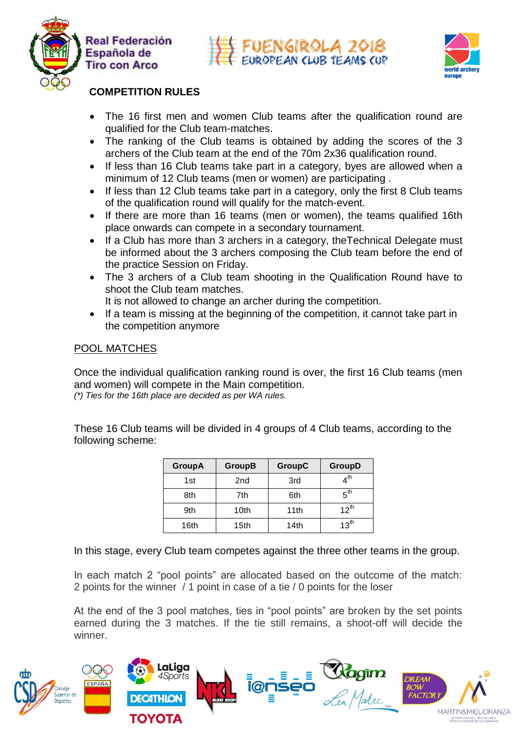## COMPETITION RULES

- The 16 first men and women Club teams after the qualification round are qualified for the Club team-matches.
- The ranking of the Club teams is obtained by adding the scores of the 3 archers of the Club team at the end of the 70m 2x36 qualification round.
- If less than 16 Club teams take part in a category, byes are allowed when a minimum of 12 Club teams (men or women) are participating .
- If less than 12 Club teams take part in a category, only the first 8 Club teams of the qualification round will qualify for the match-event.
- If there are more than 16 teams (men or women), the teams qualified 16th place onwards can compete in a secondary tournament.
- If a Club has more than 3 archers in a category, theTechnical Delegate must be informed about the 3 archers composing the Club team before the end of the practice Session on Friday.
- The 3 archers of a Club team shooting in the Qualification Round have to shoot the Club team matches.
  It is not allowed to change an archer during the competition.
- If a team is missing at the beginning of the competition, it cannot take part in the competition anymore

### POOL MATCHES

Once the individual qualification ranking round is over, the first 16 Club teams (men and women) will compete in the Main competition.
*(\*) Ties for the 16th place are decided as per WA rules.*

These 16 Club teams will be divided in 4 groups of 4 Club teams, according to the following scheme:

| GroupA | GroupB | GroupC | GroupD |
|---|---|---|---|
| 1st | 2nd | 3rd | 4th |
| 8th | 7th | 6th | 5th |
| 9th | 10th | 11th | 12th |
| 16th | 15th | 14th | 13th |

In this stage, every Club team competes against the three other teams in the group.

In each match 2 “pool points” are allocated based on the outcome of the match: 2 points for the winner / 1 point in case of a tie / 0 points for the loser

At the end of the 3 pool matches, ties in “pool points” are broken by the set points earned during the 3 matches. If the tie still remains, a shoot-off will decide the winner.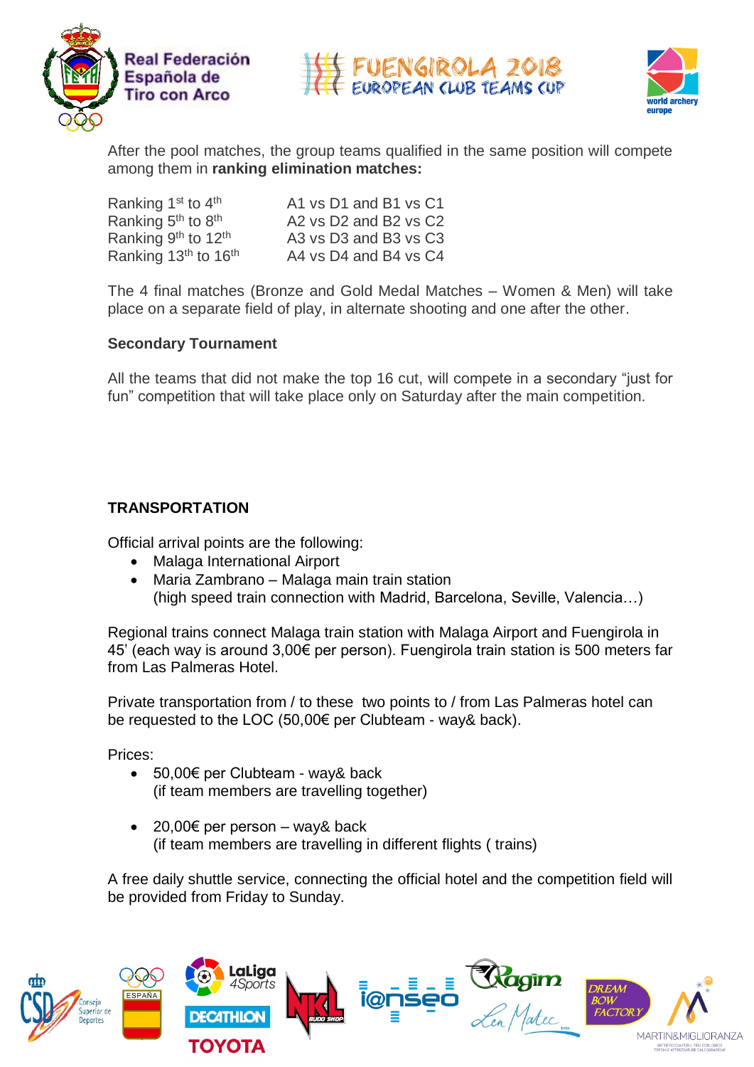After the pool matches, the group teams qualified in the same position will compete among them in **ranking elimination matches:**

| | |
|---|---|
| Ranking 1st to 4th | A1 vs D1 and B1 vs C1 |
| Ranking 5th to 8th | A2 vs D2 and B2 vs C2 |
| Ranking 9th to 12th | A3 vs D3 and B3 vs C3 |
| Ranking 13th to 16th | A4 vs D4 and B4 vs C4 |

The 4 final matches (Bronze and Gold Medal Matches – Women & Men) will take place on a separate field of play, in alternate shooting and one after the other.

**Secondary Tournament**

All the teams that did not make the top 16 cut, will compete in a secondary "just for fun" competition that will take place only on Saturday after the main competition.

**TRANSPORTATION**

Official arrival points are the following:

- Malaga International Airport
- Maria Zambrano – Malaga main train station
  (high speed train connection with Madrid, Barcelona, Seville, Valencia…)

Regional trains connect Malaga train station with Malaga Airport and Fuengirola in 45' (each way is around 3,00€ per person). Fuengirola train station is 500 meters far from Las Palmeras Hotel.

Private transportation from / to these two points to / from Las Palmeras hotel can be requested to the LOC (50,00€ per Clubteam - way& back).

Prices:

- 50,00€ per Clubteam - way& back
  (if team members are travelling together)
- 20,00€ per person – way& back
  (if team members are travelling in different flights ( trains)

A free daily shuttle service, connecting the official hotel and the competition field will be provided from Friday to Sunday.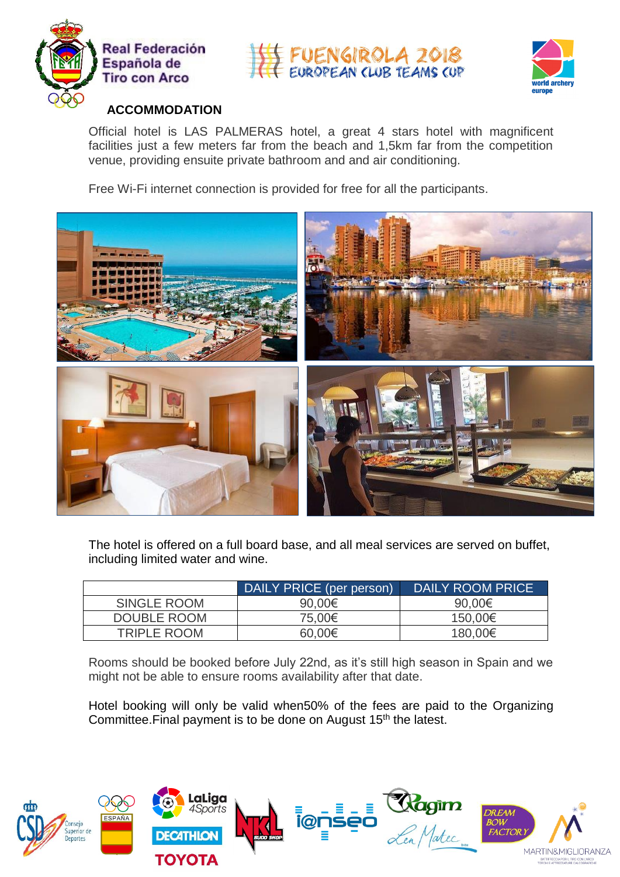## ACCOMMODATION

Official hotel is LAS PALMERAS hotel, a great 4 stars hotel with magnificent facilities just a few meters far from the beach and 1,5km far from the competition venue, providing ensuite private bathroom and and air conditioning.

Free Wi-Fi internet connection is provided for free for all the participants.

The hotel is offered on a full board base, and all meal services are served on buffet, including limited water and wine.

| | DAILY PRICE (per person) | DAILY ROOM PRICE |
|---|---|---|
| SINGLE ROOM | 90,00€ | 90,00€ |
| DOUBLE ROOM | 75,00€ | 150,00€ |
| TRIPLE ROOM | 60,00€ | 180,00€ |

Rooms should be booked before July 22nd, as it's still high season in Spain and we might not be able to ensure rooms availability after that date.

Hotel booking will only be valid when50% of the fees are paid to the Organizing Committee.Final payment is to be done on August 15th the latest.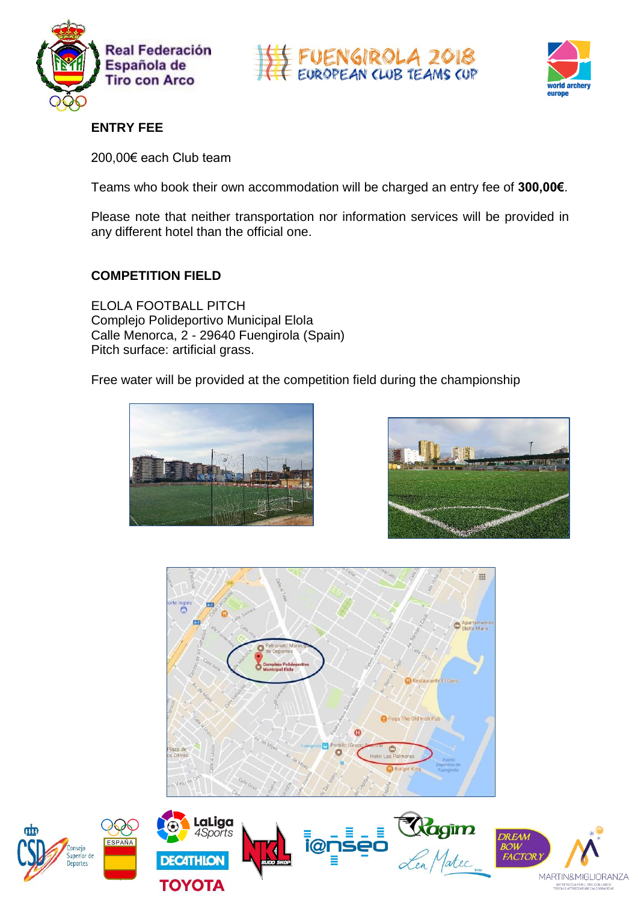## ENTRY FEE

200,00€ each Club team

Teams who book their own accommodation will be charged an entry fee of **300,00€**.

Please note that neither transportation nor information services will be provided in any different hotel than the official one.

## COMPETITION FIELD

ELOLA FOOTBALL PITCH
Complejo Polideportivo Municipal Elola
Calle Menorca, 2 - 29640 Fuengirola (Spain)
Pitch surface: artificial grass.

Free water will be provided at the competition field during the championship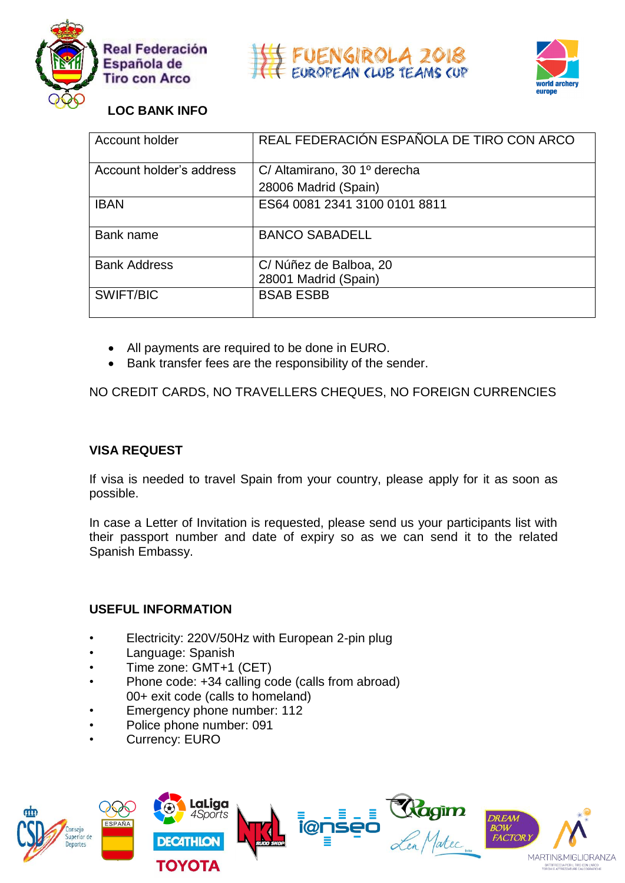## LOC BANK INFO

| Account holder | REAL FEDERACIÓN ESPAÑOLA DE TIRO CON ARCO |
|---|---|
| Account holder's address | C/ Altamirano, 30 1º derecha<br>28006 Madrid (Spain) |
| IBAN | ES64 0081 2341 3100 0101 8811 |
| Bank name | BANCO SABADELL |
| Bank Address | C/ Núñez de Balboa, 20<br>28001 Madrid (Spain) |
| SWIFT/BIC | BSAB ESBB |

- All payments are required to be done in EURO.
- Bank transfer fees are the responsibility of the sender.

NO CREDIT CARDS, NO TRAVELLERS CHEQUES, NO FOREIGN CURRENCIES

### VISA REQUEST

If visa is needed to travel Spain from your country, please apply for it as soon as possible.

In case a Letter of Invitation is requested, please send us your participants list with their passport number and date of expiry so as we can send it to the related Spanish Embassy.

### USEFUL INFORMATION

- Electricity: 220V/50Hz with European 2-pin plug
- Language: Spanish
- Time zone: GMT+1 (CET)
- Phone code: +34 calling code (calls from abroad)
  00+ exit code (calls to homeland)
- Emergency phone number: 112
- Police phone number: 091
- Currency: EURO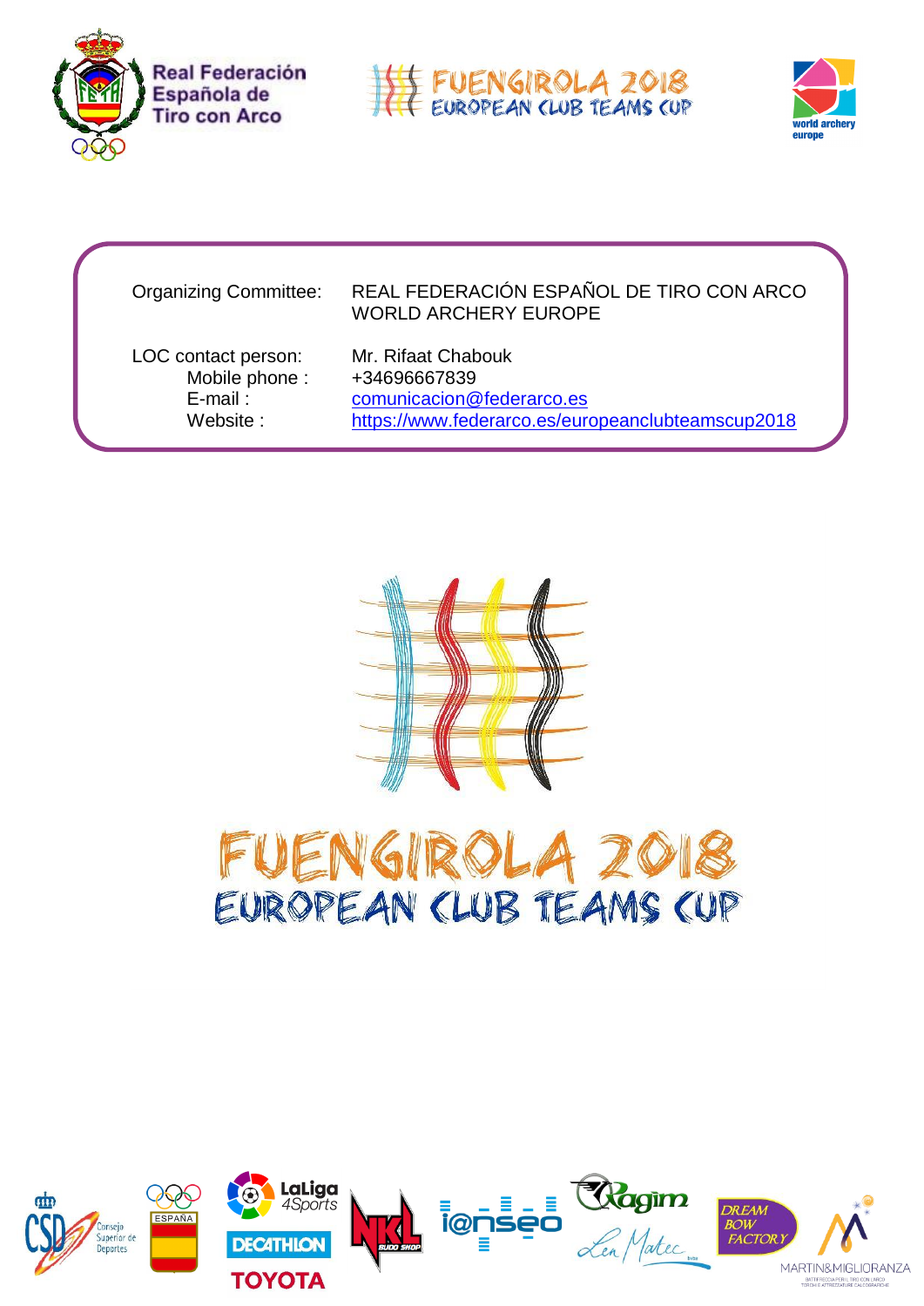| | |
|---|---|
| Organizing Committee: | REAL FEDERACIÓN ESPAÑOL DE TIRO CON ARCO<br>WORLD ARCHERY EUROPE |
| LOC contact person: | Mr. Rifaat Chabouk |
| Mobile phone : | +34696667839 |
| E-mail : | comunicacion@federarco.es |
| Website : | https://www.federarco.es/europeanclubteamscup2018 |

# FUENGIROLA 2018
## EUROPEAN CLUB TEAMS CUP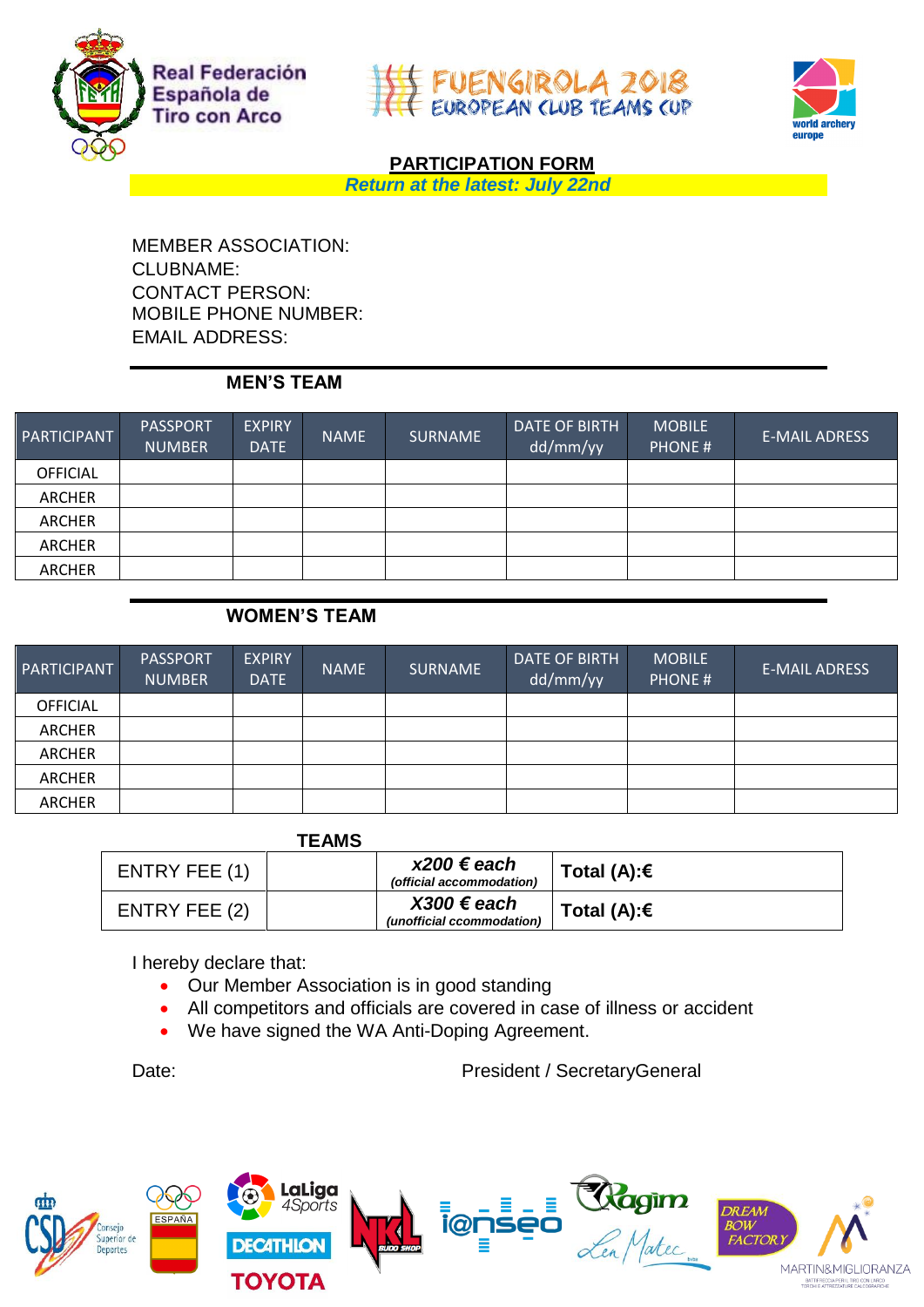Real Federación Española de Tiro con Arco

FUENGIROLA 2018 EUROPEAN CLUB TEAMS CUP

world archery europe

# PARTICIPATION FORM

***Return at the latest: July 22nd***

MEMBER ASSOCIATION:
CLUBNAME:
CONTACT PERSON:
MOBILE PHONE NUMBER:
EMAIL ADDRESS:

## MEN'S TEAM

| PARTICIPANT | PASSPORT NUMBER | EXPIRY DATE | NAME | SURNAME | DATE OF BIRTH dd/mm/yy | MOBILE PHONE # | E-MAIL ADRESS |
|---|---|---|---|---|---|---|---|
| OFFICIAL | | | | | | | |
| ARCHER | | | | | | | |
| ARCHER | | | | | | | |
| ARCHER | | | | | | | |
| ARCHER | | | | | | | |

## WOMEN'S TEAM

| PARTICIPANT | PASSPORT NUMBER | EXPIRY DATE | NAME | SURNAME | DATE OF BIRTH dd/mm/yy | MOBILE PHONE # | E-MAIL ADRESS |
|---|---|---|---|---|---|---|---|
| OFFICIAL | | | | | | | |
| ARCHER | | | | | | | |
| ARCHER | | | | | | | |
| ARCHER | | | | | | | |
| ARCHER | | | | | | | |

## TEAMS

| | | | |
|---|---|---|---|
| ENTRY FEE (1) | | ***x200 € each*** *(official accommodation)* | **Total (A):€** |
| ENTRY FEE (2) | | ***X300 € each*** *(unofficial ccommodation)* | **Total (A):€** |

I hereby declare that:

- Our Member Association is in good standing
- All competitors and officials are covered in case of illness or accident
- We have signed the WA Anti-Doping Agreement.

Date: President / SecretaryGeneral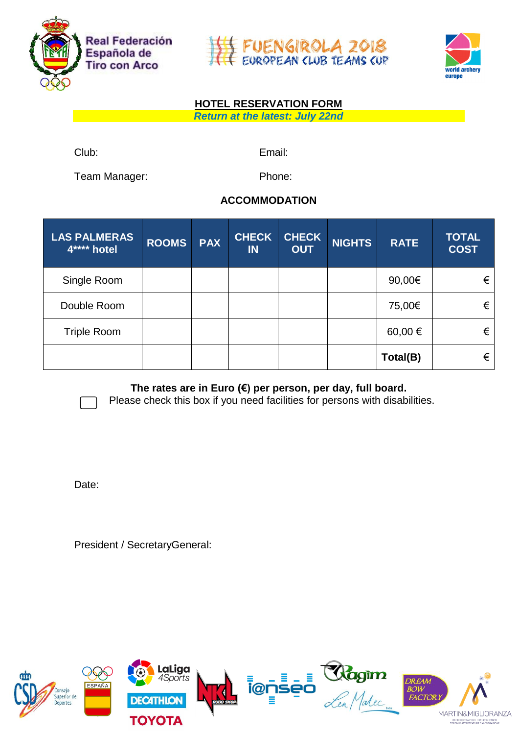## HOTEL RESERVATION FORM

*Return at the latest: July 22nd*

Club: Email:

Team Manager: Phone:

### ACCOMMODATION

| LAS PALMERAS 4**** hotel | ROOMS | PAX | CHECK IN | CHECK OUT | NIGHTS | RATE | TOTAL COST |
|---|---|---|---|---|---|---|---|
| Single Room | | | | | | 90,00€ | € |
| Double Room | | | | | | 75,00€ | € |
| Triple Room | | | | | | 60,00 € | € |
| | | | | | | **Total(B)** | € |

**The rates are in Euro (€) per person, per day, full board.**

☐ Please check this box if you need facilities for persons with disabilities.

Date:

President / SecretaryGeneral: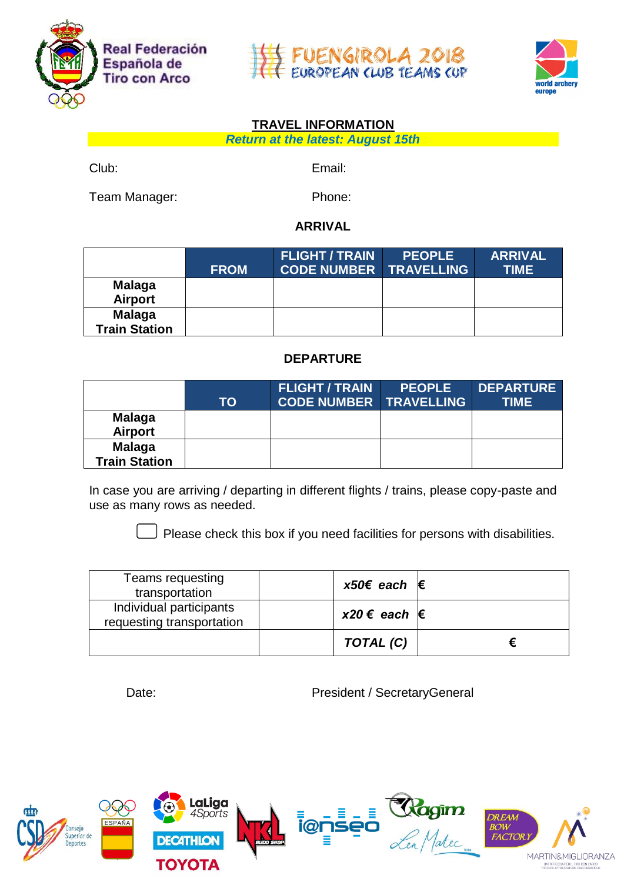## TRAVEL INFORMATION

***Return at the latest: August 15th***

Club: Email:

Team Manager: Phone:

### ARRIVAL

| | FROM | FLIGHT / TRAIN CODE NUMBER | PEOPLE TRAVELLING | ARRIVAL TIME |
|---|---|---|---|---|
| **Malaga Airport** | | | | |
| **Malaga Train Station** | | | | |

### DEPARTURE

| | TO | FLIGHT / TRAIN CODE NUMBER | PEOPLE TRAVELLING | DEPARTURE TIME |
|---|---|---|---|---|
| **Malaga Airport** | | | | |
| **Malaga Train Station** | | | | |

In case you are arriving / departing in different flights / trains, please copy-paste and use as many rows as needed.

☐ Please check this box if you need facilities for persons with disabilities.

| Teams requesting transportation | | ***x50€ each*** | **€** |
|---|---|---|---|
| Individual participants requesting transportation | | ***x20 € each*** | **€** |
| | | ***TOTAL (C)*** | **€** |

Date: President / SecretaryGeneral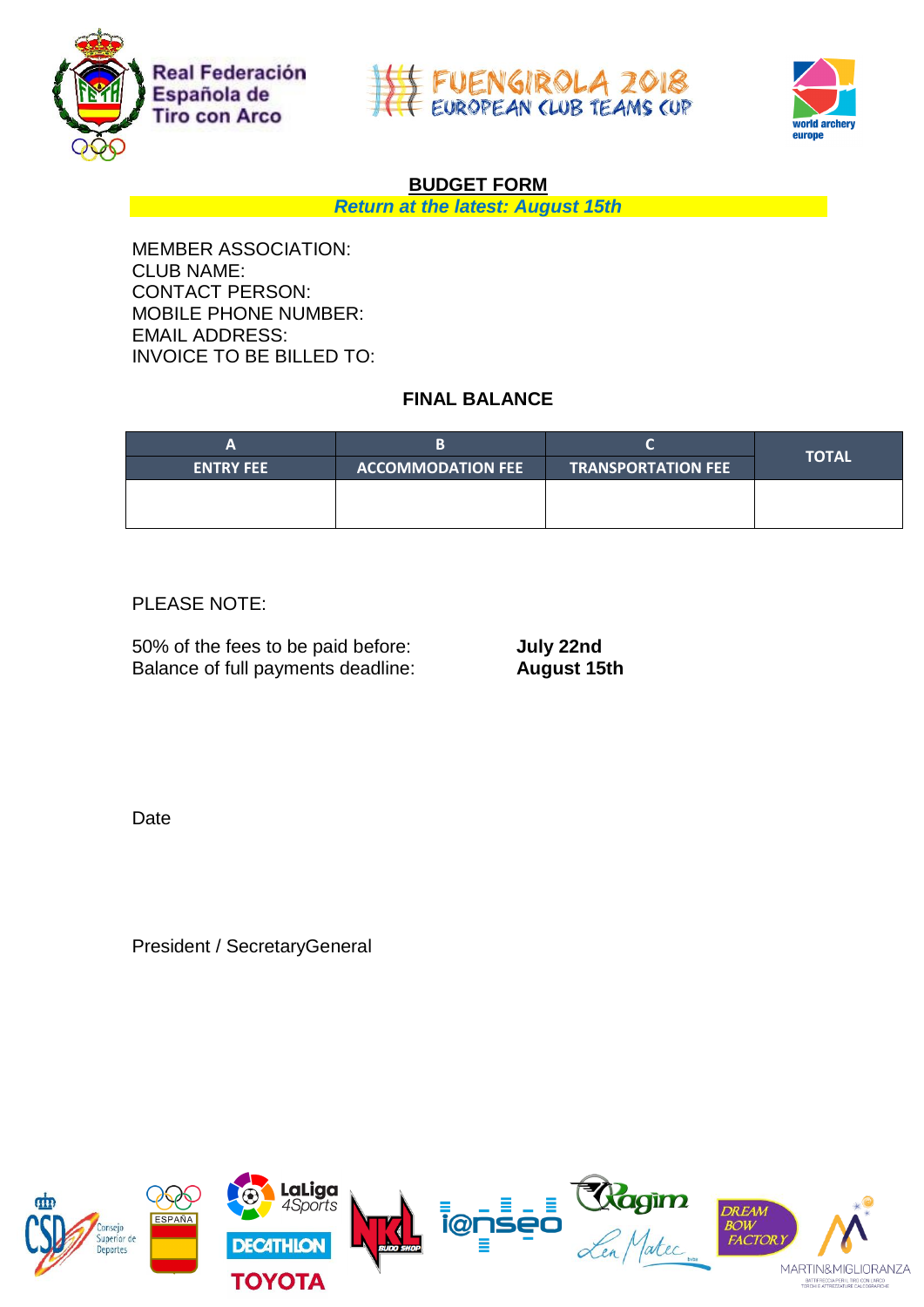## BUDGET FORM

***Return at the latest: August 15th***

MEMBER ASSOCIATION:
CLUB NAME:
CONTACT PERSON:
MOBILE PHONE NUMBER:
EMAIL ADDRESS:
INVOICE TO BE BILLED TO:

### FINAL BALANCE

| A<br>ENTRY FEE | B<br>ACCOMMODATION FEE | C<br>TRANSPORTATION FEE | TOTAL |
|---|---|---|---|
| | | | |

PLEASE NOTE:

| | |
|---|---|
| 50% of the fees to be paid before: | **July 22nd** |
| Balance of full payments deadline: | **August 15th** |

Date

President / SecretaryGeneral